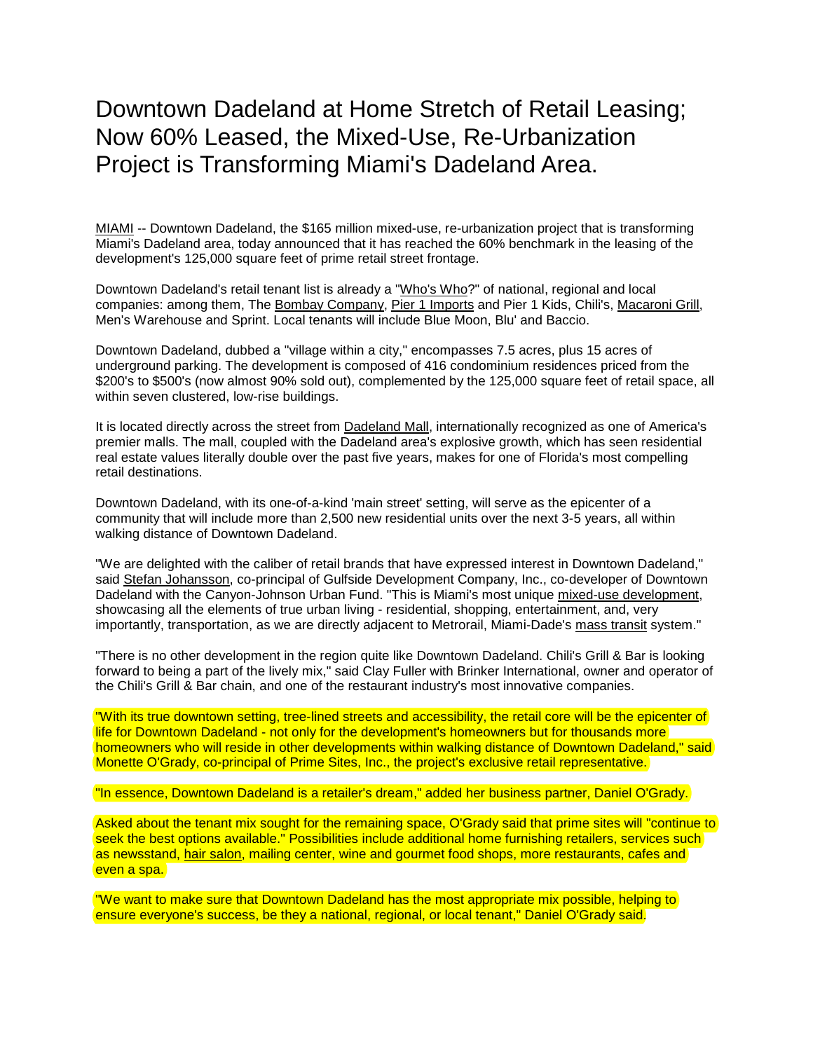# Downtown Dadeland at Home Stretch of Retail Leasing; Now 60% Leased, the Mixed-Use, Re-Urbanization Project is Transforming Miami's Dadeland Area.

MIAMI -- Downtown Dadeland, the $165 million mixed-use, re-urbanization project that is transforming Miami's Dadeland area, today announced that it has reached the 60% benchmark in the leasing of the development's 125,000 square feet of prime retail street frontage.

Downtown Dadeland's retail tenant list is already a "Who's Who?" of national, regional and local companies: among them, The Bombay Company, Pier 1 Imports and Pier 1 Kids, Chili's, Macaroni Grill, Men's Warehouse and Sprint. Local tenants will include Blue Moon, Blu' and Baccio.

Downtown Dadeland, dubbed a "village within a city," encompasses 7.5 acres, plus 15 acres of underground parking. The development is composed of 416 condominium residences priced from the $200's to $500's (now almost 90% sold out), complemented by the 125,000 square feet of retail space, all within seven clustered, low-rise buildings.

It is located directly across the street from Dadeland Mall, internationally recognized as one of America's premier malls. The mall, coupled with the Dadeland area's explosive growth, which has seen residential real estate values literally double over the past five years, makes for one of Florida's most compelling retail destinations.

Downtown Dadeland, with its one-of-a-kind 'main street' setting, will serve as the epicenter of a community that will include more than 2,500 new residential units over the next 3-5 years, all within walking distance of Downtown Dadeland.

"We are delighted with the caliber of retail brands that have expressed interest in Downtown Dadeland," said Stefan Johansson, co-principal of Gulfside Development Company, Inc., co-developer of Downtown Dadeland with the Canyon-Johnson Urban Fund. "This is Miami's most unique mixed-use development, showcasing all the elements of true urban living - residential, shopping, entertainment, and, very importantly, transportation, as we are directly adjacent to Metrorail, Miami-Dade's mass transit system."

"There is no other development in the region quite like Downtown Dadeland. Chili's Grill & Bar is looking forward to being a part of the lively mix," said Clay Fuller with Brinker International, owner and operator of the Chili's Grill & Bar chain, and one of the restaurant industry's most innovative companies.

"With its true downtown setting, tree-lined streets and accessibility, the retail core will be the epicenter of life for Downtown Dadeland - not only for the development's homeowners but for thousands more homeowners who will reside in other developments within walking distance of Downtown Dadeland," said Monette O'Grady, co-principal of Prime Sites, Inc., the project's exclusive retail representative.

"In essence, Downtown Dadeland is a retailer's dream," added her business partner, Daniel O'Grady.

Asked about the tenant mix sought for the remaining space, O'Grady said that prime sites will "continue to seek the best options available." Possibilities include additional home furnishing retailers, services such as newsstand, hair salon, mailing center, wine and gourmet food shops, more restaurants, cafes and even a spa.

"We want to make sure that Downtown Dadeland has the most appropriate mix possible, helping to ensure everyone's success, be they a national, regional, or local tenant," Daniel O'Grady said.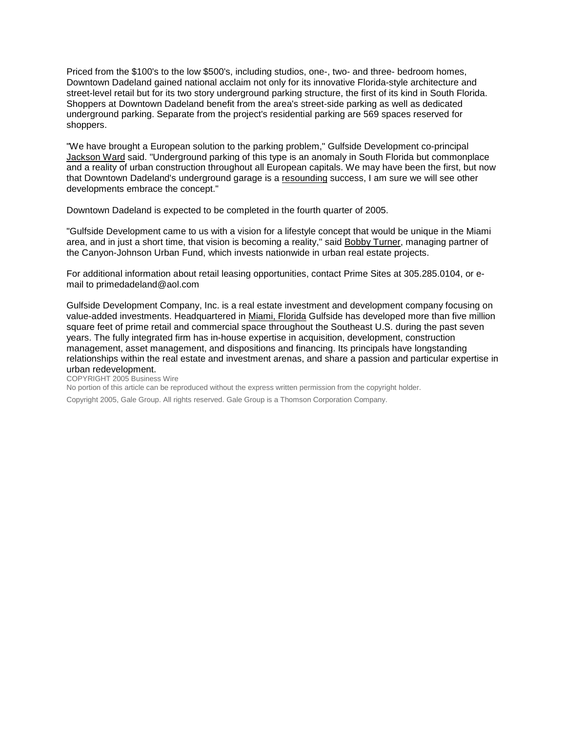Priced from the $100's to the low $500's, including studios, one-, two- and three- bedroom homes, Downtown Dadeland gained national acclaim not only for its innovative Florida-style architecture and street-level retail but for its two story underground parking structure, the first of its kind in South Florida. Shoppers at Downtown Dadeland benefit from the area's street-side parking as well as dedicated underground parking. Separate from the project's residential parking are 569 spaces reserved for shoppers.

"We have brought a European solution to the parking problem," Gulfside Development co-principal Jackson Ward said. "Underground parking of this type is an anomaly in South Florida but commonplace and a reality of urban construction throughout all European capitals. We may have been the first, but now that Downtown Dadeland's underground garage is a resounding success, I am sure we will see other developments embrace the concept."

Downtown Dadeland is expected to be completed in the fourth quarter of 2005.

"Gulfside Development came to us with a vision for a lifestyle concept that would be unique in the Miami area, and in just a short time, that vision is becoming a reality," said Bobby Turner, managing partner of the Canyon-Johnson Urban Fund, which invests nationwide in urban real estate projects.

For additional information about retail leasing opportunities, contact Prime Sites at 305.285.0104, or e-mail to primedadeland@aol.com

Gulfside Development Company, Inc. is a real estate investment and development company focusing on value-added investments. Headquartered in Miami, Florida Gulfside has developed more than five million square feet of prime retail and commercial space throughout the Southeast U.S. during the past seven years. The fully integrated firm has in-house expertise in acquisition, development, construction management, asset management, and dispositions and financing. Its principals have longstanding relationships within the real estate and investment arenas, and share a passion and particular expertise in urban redevelopment.

COPYRIGHT 2005 Business Wire

No portion of this article can be reproduced without the express written permission from the copyright holder.

Copyright 2005, Gale Group. All rights reserved. Gale Group is a Thomson Corporation Company.